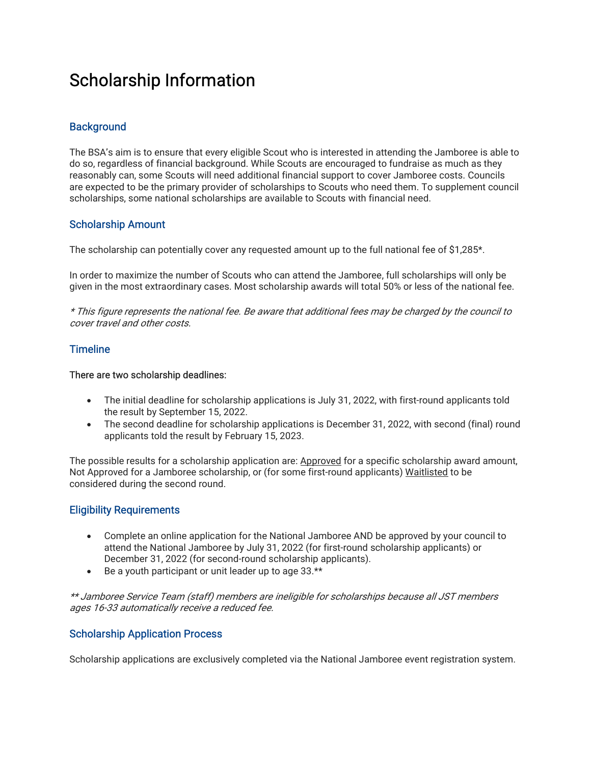# Scholarship Information

## Background

The BSA's aim is to ensure that every eligible Scout who is interested in attending the Jamboree is able to do so, regardless of financial background. While Scouts are encouraged to fundraise as much as they reasonably can, some Scouts will need additional financial support to cover Jamboree costs. Councils are expected to be the primary provider of scholarships to Scouts who need them. To supplement council scholarships, some national scholarships are available to Scouts with financial need.

## Scholarship Amount

The scholarship can potentially cover any requested amount up to the full national fee of $1,285*.

In order to maximize the number of Scouts who can attend the Jamboree, full scholarships will only be given in the most extraordinary cases. Most scholarship awards will total 50% or less of the national fee.

*\* This figure represents the national fee. Be aware that additional fees may be charged by the council to cover travel and other costs.*

## Timeline

There are two scholarship deadlines:

- The initial deadline for scholarship applications is July 31, 2022, with first-round applicants told the result by September 15, 2022.
- The second deadline for scholarship applications is December 31, 2022, with second (final) round applicants told the result by February 15, 2023.

The possible results for a scholarship application are: Approved for a specific scholarship award amount, Not Approved for a Jamboree scholarship, or (for some first-round applicants) Waitlisted to be considered during the second round.

## Eligibility Requirements

- Complete an online application for the National Jamboree AND be approved by your council to attend the National Jamboree by July 31, 2022 (for first-round scholarship applicants) or December 31, 2022 (for second-round scholarship applicants).
- Be a youth participant or unit leader up to age 33.**

*\*\* Jamboree Service Team (staff) members are ineligible for scholarships because all JST members ages 16-33 automatically receive a reduced fee.*

## Scholarship Application Process

Scholarship applications are exclusively completed via the National Jamboree event registration system.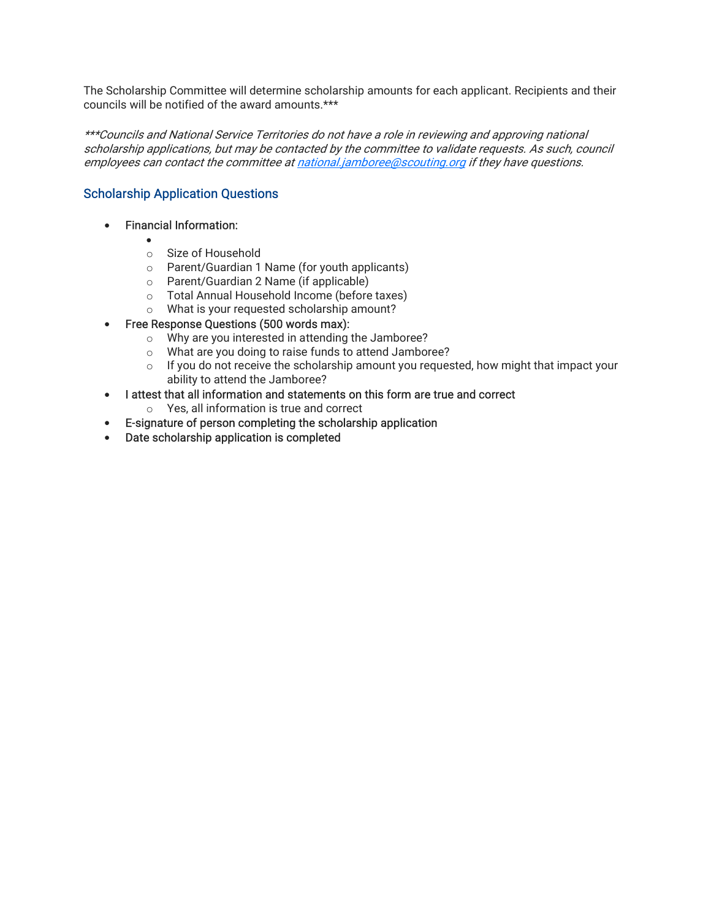The Scholarship Committee will determine scholarship amounts for each applicant. Recipients and their councils will be notified of the award amounts.***

****Councils and National Service Territories do not have a role in reviewing and approving national scholarship applications, but may be contacted by the committee to validate requests. As such, council employees can contact the committee at [national.jamboree@scouting.org](mailto:national.jamboree@scouting.org) if they have questions.*

## Scholarship Application Questions

- Financial Information:
  - 
  - Size of Household
  - Parent/Guardian 1 Name (for youth applicants)
  - Parent/Guardian 2 Name (if applicable)
  - Total Annual Household Income (before taxes)
  - What is your requested scholarship amount?
- Free Response Questions (500 words max):
  - Why are you interested in attending the Jamboree?
  - What are you doing to raise funds to attend Jamboree?
  - If you do not receive the scholarship amount you requested, how might that impact your ability to attend the Jamboree?
- I attest that all information and statements on this form are true and correct
  - Yes, all information is true and correct
- E-signature of person completing the scholarship application
- Date scholarship application is completed